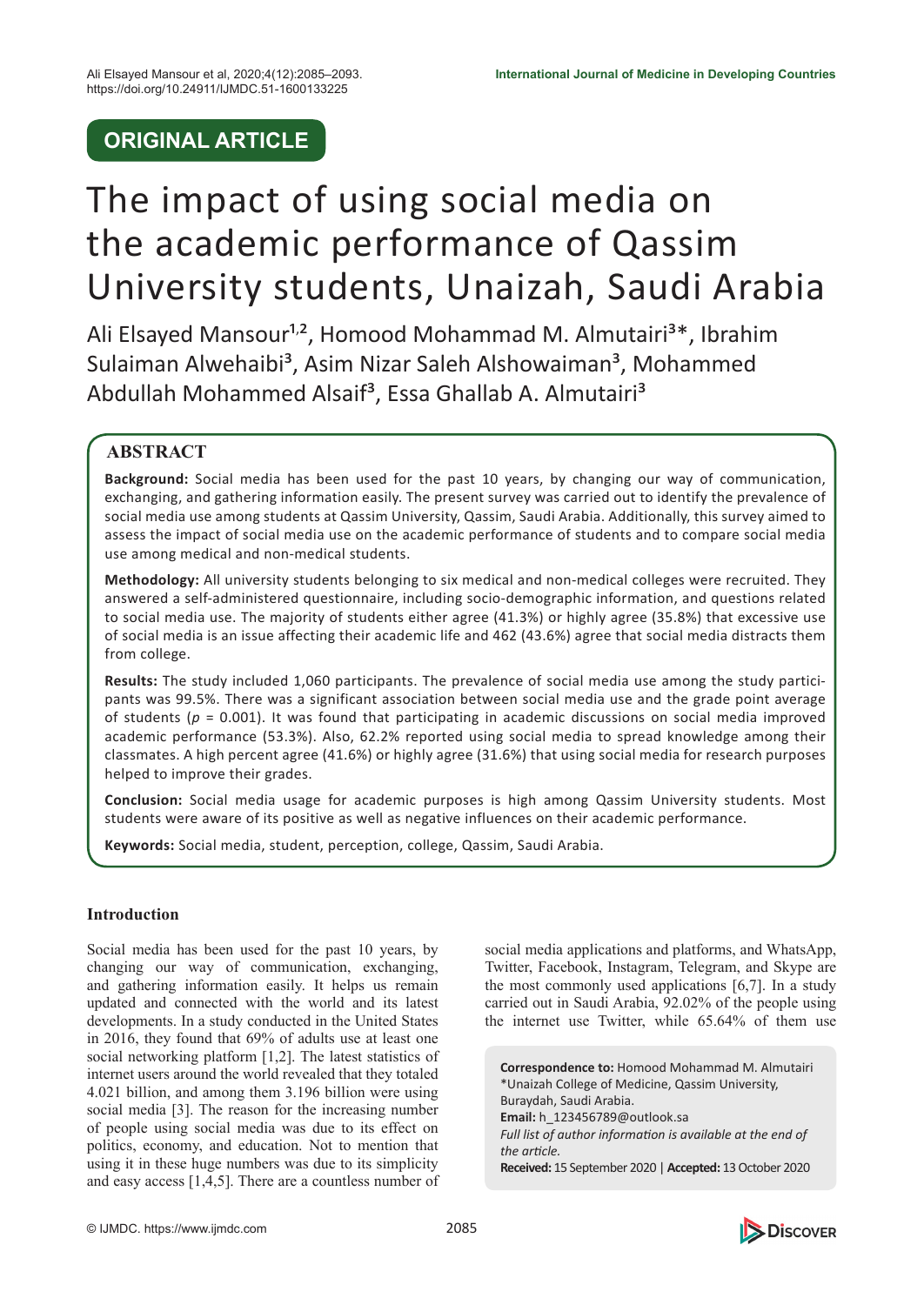ORIGINAL ARTICLE

# The impact of using social media on the academic performance of Qassim University students, Unaizah, Saudi Arabia

Ali Elsayed Mansour[1,2], Homood Mohammad M. Almutairi[3]*, Ibrahim Sulaiman Alwehaibi[3], Asim Nizar Saleh Alshowaiman[3], Mohammed Abdullah Mohammed Alsaif[3], Essa Ghallab A. Almutairi[3]

## ABSTRACT

**Background:** Social media has been used for the past 10 years, by changing our way of communication, exchanging, and gathering information easily. The present survey was carried out to identify the prevalence of social media use among students at Qassim University, Qassim, Saudi Arabia. Additionally, this survey aimed to assess the impact of social media use on the academic performance of students and to compare social media use among medical and non-medical students.

**Methodology:** All university students belonging to six medical and non-medical colleges were recruited. They answered a self-administered questionnaire, including socio-demographic information, and questions related to social media use. The majority of students either agree (41.3%) or highly agree (35.8%) that excessive use of social media is an issue affecting their academic life and 462 (43.6%) agree that social media distracts them from college.

**Results:** The study included 1,060 participants. The prevalence of social media use among the study participants was 99.5%. There was a significant association between social media use and the grade point average of students ($p$ = 0.001). It was found that participating in academic discussions on social media improved academic performance (53.3%). Also, 62.2% reported using social media to spread knowledge among their classmates. A high percent agree (41.6%) or highly agree (31.6%) that using social media for research purposes helped to improve their grades.

**Conclusion:** Social media usage for academic purposes is high among Qassim University students. Most students were aware of its positive as well as negative influences on their academic performance.

**Keywords:** Social media, student, perception, college, Qassim, Saudi Arabia.

## Introduction

Social media has been used for the past 10 years, by changing our way of communication, exchanging, and gathering information easily. It helps us remain updated and connected with the world and its latest developments. In a study conducted in the United States in 2016, they found that 69% of adults use at least one social networking platform [1,2]. The latest statistics of internet users around the world revealed that they totaled 4.021 billion, and among them 3.196 billion were using social media [3]. The reason for the increasing number of people using social media was due to its effect on politics, economy, and education. Not to mention that using it in these huge numbers was due to its simplicity and easy access [1,4,5]. There are a countless number of social media applications and platforms, and WhatsApp, Twitter, Facebook, Instagram, Telegram, and Skype are the most commonly used applications [6,7]. In a study carried out in Saudi Arabia, 92.02% of the people using the internet use Twitter, while 65.64% of them use

**Correspondence to:** Homood Mohammad M. Almutairi
*Unaizah College of Medicine, Qassim University, Buraydah, Saudi Arabia.
**Email:** h_123456789@outlook.sa
*Full list of author information is available at the end of the article.*
**Received:** 15 September 2020 | **Accepted:** 13 October 2020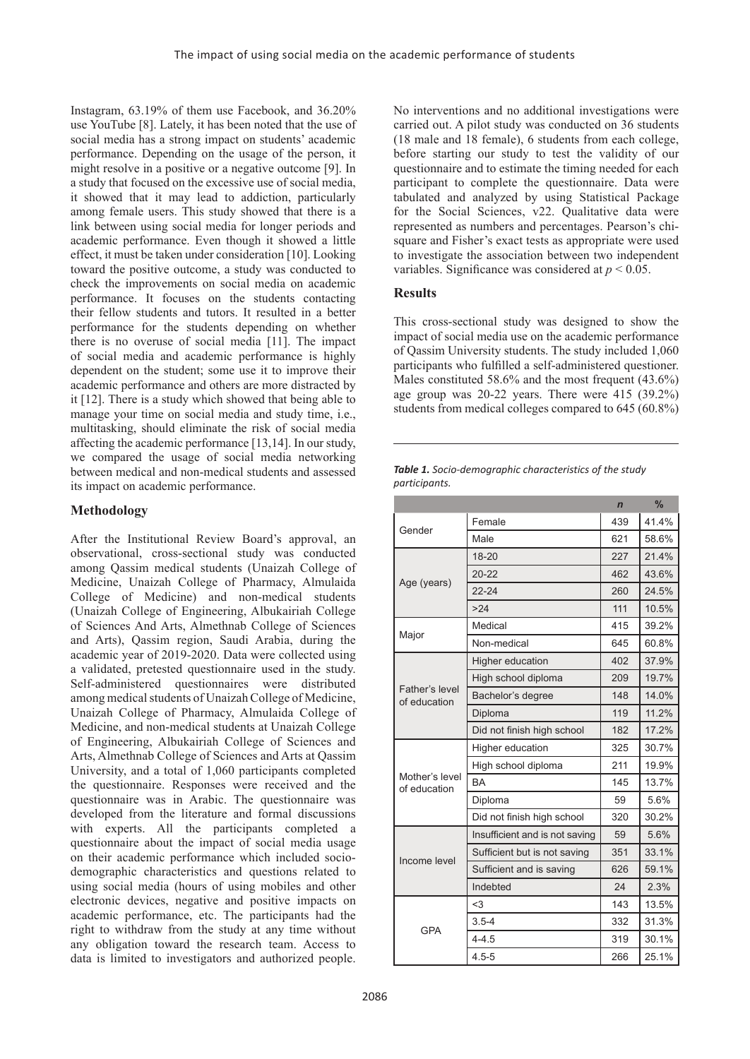Instagram, 63.19% of them use Facebook, and 36.20% use YouTube [8]. Lately, it has been noted that the use of social media has a strong impact on students' academic performance. Depending on the usage of the person, it might resolve in a positive or a negative outcome [9]. In a study that focused on the excessive use of social media, it showed that it may lead to addiction, particularly among female users. This study showed that there is a link between using social media for longer periods and academic performance. Even though it showed a little effect, it must be taken under consideration [10]. Looking toward the positive outcome, a study was conducted to check the improvements on social media on academic performance. It focuses on the students contacting their fellow students and tutors. It resulted in a better performance for the students depending on whether there is no overuse of social media [11]. The impact of social media and academic performance is highly dependent on the student; some use it to improve their academic performance and others are more distracted by it [12]. There is a study which showed that being able to manage your time on social media and study time, i.e., multitasking, should eliminate the risk of social media affecting the academic performance [13,14]. In our study, we compared the usage of social media networking between medical and non-medical students and assessed its impact on academic performance.

## Methodology

After the Institutional Review Board's approval, an observational, cross-sectional study was conducted among Qassim medical students (Unaizah College of Medicine, Unaizah College of Pharmacy, Almulaida College of Medicine) and non-medical students (Unaizah College of Engineering, Albukairiah College of Sciences And Arts, Almethnab College of Sciences and Arts), Qassim region, Saudi Arabia, during the academic year of 2019-2020. Data were collected using a validated, pretested questionnaire used in the study. Self-administered questionnaires were distributed among medical students of Unaizah College of Medicine, Unaizah College of Pharmacy, Almulaida College of Medicine, and non-medical students at Unaizah College of Engineering, Albukairiah College of Sciences and Arts, Almethnab College of Sciences and Arts at Qassim University, and a total of 1,060 participants completed the questionnaire. Responses were received and the questionnaire was in Arabic. The questionnaire was developed from the literature and formal discussions with experts. All the participants completed a questionnaire about the impact of social media usage on their academic performance which included socio-demographic characteristics and questions related to using social media (hours of using mobiles and other electronic devices, negative and positive impacts on academic performance, etc. The participants had the right to withdraw from the study at any time without any obligation toward the research team. Access to data is limited to investigators and authorized people. No interventions and no additional investigations were carried out. A pilot study was conducted on 36 students (18 male and 18 female), 6 students from each college, before starting our study to test the validity of our questionnaire and to estimate the timing needed for each participant to complete the questionnaire. Data were tabulated and analyzed by using Statistical Package for the Social Sciences, v22. Qualitative data were represented as numbers and percentages. Pearson's chi-square and Fisher's exact tests as appropriate were used to investigate the association between two independent variables. Significance was considered at $p < 0.05$.

## Results

This cross-sectional study was designed to show the impact of social media use on the academic performance of Qassim University students. The study included 1,060 participants who fulfilled a self-administered questioner. Males constituted 58.6% and the most frequent (43.6%) age group was 20-22 years. There were 415 (39.2%) students from medical colleges compared to 645 (60.8%)

***Table 1.*** *Socio-demographic characteristics of the study participants.*

| | | *n* | % |
|---|---|---|---|
| Gender | Female | 439 | 41.4% |
| | Male | 621 | 58.6% |
| Age (years) | 18-20 | 227 | 21.4% |
| | 20-22 | 462 | 43.6% |
| | 22-24 | 260 | 24.5% |
| | >24 | 111 | 10.5% |
| Major | Medical | 415 | 39.2% |
| | Non-medical | 645 | 60.8% |
| Father's level of education | Higher education | 402 | 37.9% |
| | High school diploma | 209 | 19.7% |
| | Bachelor's degree | 148 | 14.0% |
| | Diploma | 119 | 11.2% |
| | Did not finish high school | 182 | 17.2% |
| Mother's level of education | Higher education | 325 | 30.7% |
| | High school diploma | 211 | 19.9% |
| | BA | 145 | 13.7% |
| | Diploma | 59 | 5.6% |
| | Did not finish high school | 320 | 30.2% |
| Income level | Insufficient and is not saving | 59 | 5.6% |
| | Sufficient but is not saving | 351 | 33.1% |
| | Sufficient and is saving | 626 | 59.1% |
| | Indebted | 24 | 2.3% |
| GPA | <3 | 143 | 13.5% |
| | 3.5-4 | 332 | 31.3% |
| | 4-4.5 | 319 | 30.1% |
| | 4.5-5 | 266 | 25.1% |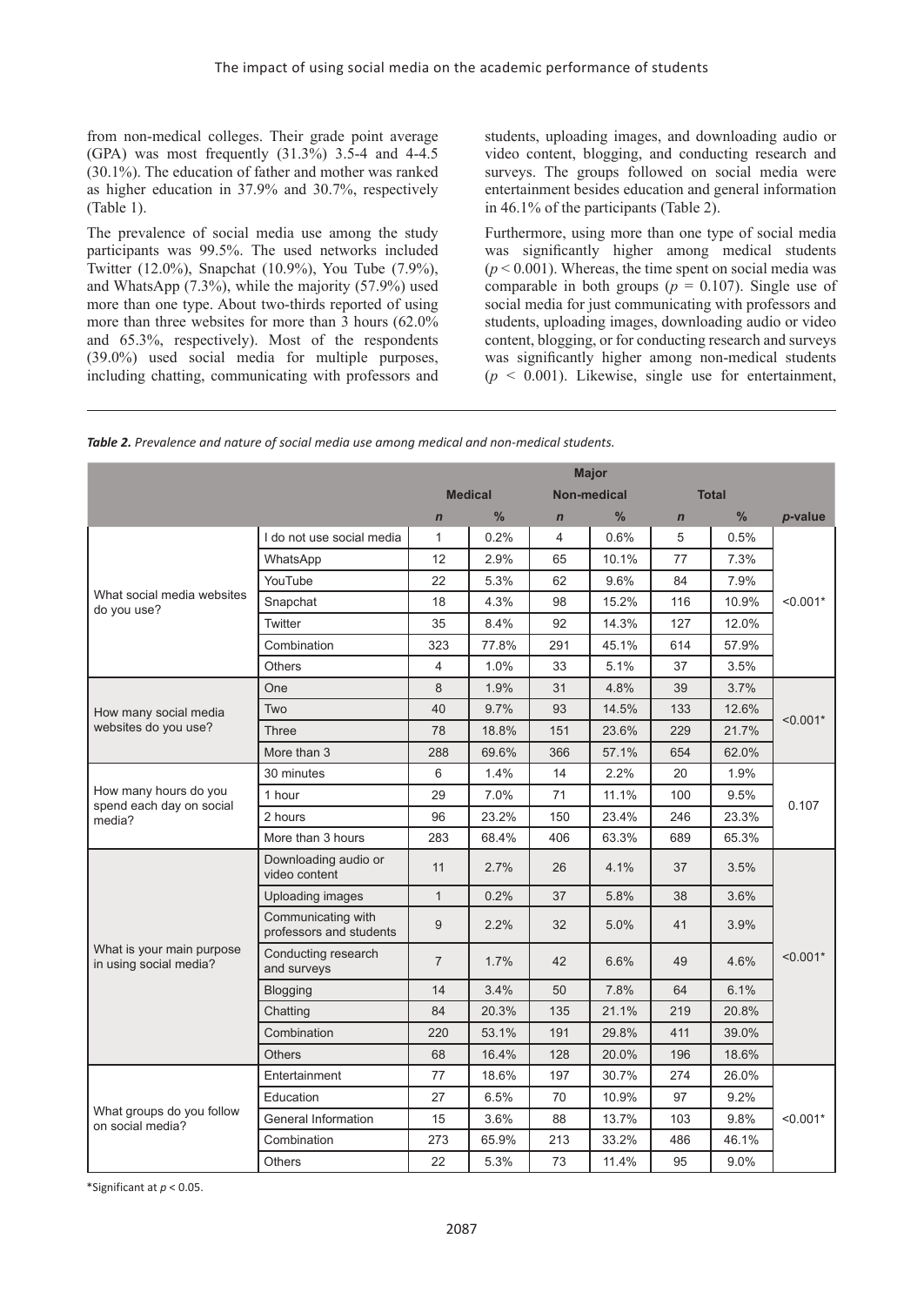from non-medical colleges. Their grade point average (GPA) was most frequently (31.3%) 3.5-4 and 4-4.5 (30.1%). The education of father and mother was ranked as higher education in 37.9% and 30.7%, respectively (Table 1).

The prevalence of social media use among the study participants was 99.5%. The used networks included Twitter (12.0%), Snapchat (10.9%), You Tube (7.9%), and WhatsApp (7.3%), while the majority (57.9%) used more than one type. About two-thirds reported of using more than three websites for more than 3 hours (62.0% and 65.3%, respectively). Most of the respondents (39.0%) used social media for multiple purposes, including chatting, communicating with professors and students, uploading images, and downloading audio or video content, blogging, and conducting research and surveys. The groups followed on social media were entertainment besides education and general information in 46.1% of the participants (Table 2).

Furthermore, using more than one type of social media was significantly higher among medical students ($p < 0.001$). Whereas, the time spent on social media was comparable in both groups ($p = 0.107$). Single use of social media for just communicating with professors and students, uploading images, downloading audio or video content, blogging, or for conducting research and surveys was significantly higher among non-medical students ($p < 0.001$). Likewise, single use for entertainment,

***Table 2.*** *Prevalence and nature of social media use among medical and non-medical students.*

| | | Major | | | | | | |
|---|---|---|---|---|---|---|---|---|
| | | Medical | | Non-medical | | Total | | |
| | | *n* | % | *n* | % | *n* | % | *p*-value |
| What social media websites do you use? | I do not use social media | 1 | 0.2% | 4 | 0.6% | 5 | 0.5% | <0.001* |
| | WhatsApp | 12 | 2.9% | 65 | 10.1% | 77 | 7.3% | |
| | YouTube | 22 | 5.3% | 62 | 9.6% | 84 | 7.9% | |
| | Snapchat | 18 | 4.3% | 98 | 15.2% | 116 | 10.9% | |
| | Twitter | 35 | 8.4% | 92 | 14.3% | 127 | 12.0% | |
| | Combination | 323 | 77.8% | 291 | 45.1% | 614 | 57.9% | |
| | Others | 4 | 1.0% | 33 | 5.1% | 37 | 3.5% | |
| How many social media websites do you use? | One | 8 | 1.9% | 31 | 4.8% | 39 | 3.7% | <0.001* |
| | Two | 40 | 9.7% | 93 | 14.5% | 133 | 12.6% | |
| | Three | 78 | 18.8% | 151 | 23.6% | 229 | 21.7% | |
| | More than 3 | 288 | 69.6% | 366 | 57.1% | 654 | 62.0% | |
| How many hours do you spend each day on social media? | 30 minutes | 6 | 1.4% | 14 | 2.2% | 20 | 1.9% | 0.107 |
| | 1 hour | 29 | 7.0% | 71 | 11.1% | 100 | 9.5% | |
| | 2 hours | 96 | 23.2% | 150 | 23.4% | 246 | 23.3% | |
| | More than 3 hours | 283 | 68.4% | 406 | 63.3% | 689 | 65.3% | |
| What is your main purpose in using social media? | Downloading audio or video content | 11 | 2.7% | 26 | 4.1% | 37 | 3.5% | <0.001* |
| | Uploading images | 1 | 0.2% | 37 | 5.8% | 38 | 3.6% | |
| | Communicating with professors and students | 9 | 2.2% | 32 | 5.0% | 41 | 3.9% | |
| | Conducting research and surveys | 7 | 1.7% | 42 | 6.6% | 49 | 4.6% | |
| | Blogging | 14 | 3.4% | 50 | 7.8% | 64 | 6.1% | |
| | Chatting | 84 | 20.3% | 135 | 21.1% | 219 | 20.8% | |
| | Combination | 220 | 53.1% | 191 | 29.8% | 411 | 39.0% | |
| | Others | 68 | 16.4% | 128 | 20.0% | 196 | 18.6% | |
| What groups do you follow on social media? | Entertainment | 77 | 18.6% | 197 | 30.7% | 274 | 26.0% | <0.001* |
| | Education | 27 | 6.5% | 70 | 10.9% | 97 | 9.2% | |
| | General Information | 15 | 3.6% | 88 | 13.7% | 103 | 9.8% | |
| | Combination | 273 | 65.9% | 213 | 33.2% | 486 | 46.1% | |
| | Others | 22 | 5.3% | 73 | 11.4% | 95 | 9.0% | |

*Significant at $p < 0.05$.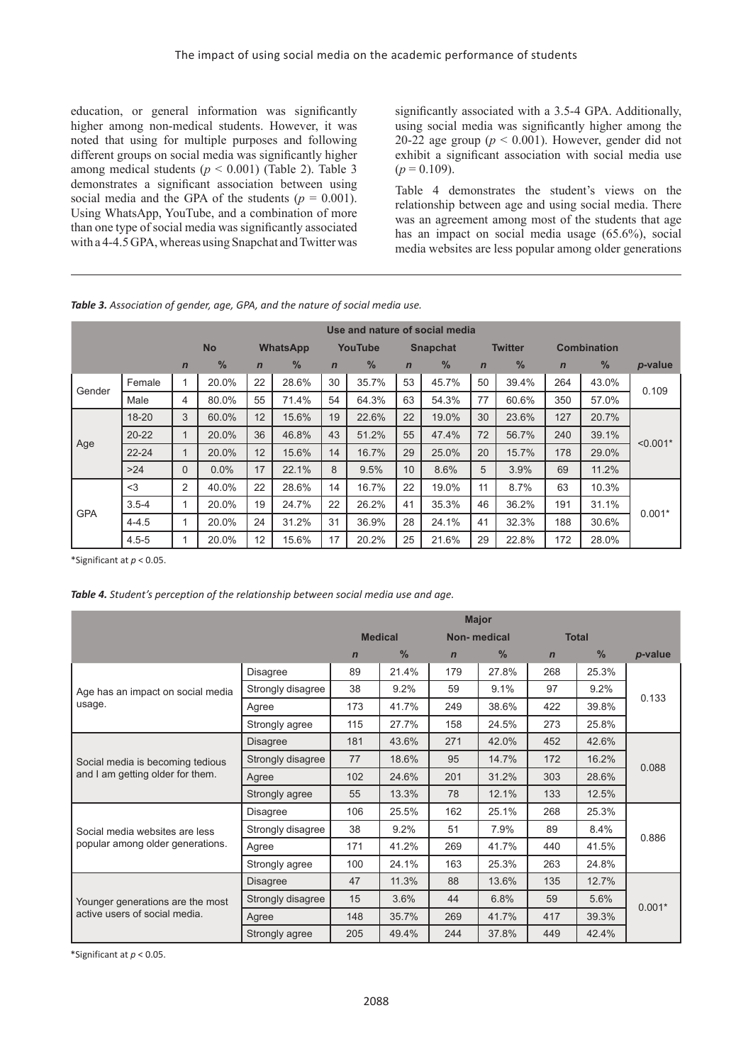education, or general information was significantly higher among non-medical students. However, it was noted that using for multiple purposes and following different groups on social media was significantly higher among medical students ($p < 0.001$) (Table 2). Table 3 demonstrates a significant association between using social media and the GPA of the students ($p = 0.001$). Using WhatsApp, YouTube, and a combination of more than one type of social media was significantly associated with a 4-4.5 GPA, whereas using Snapchat and Twitter was significantly associated with a 3.5-4 GPA. Additionally, using social media was significantly higher among the 20-22 age group ($p < 0.001$). However, gender did not exhibit a significant association with social media use ($p = 0.109$).

Table 4 demonstrates the student's views on the relationship between age and using social media. There was an agreement among most of the students that age has an impact on social media usage (65.6%), social media websites are less popular among older generations

***Table 3.*** *Association of gender, age, GPA, and the nature of social media use.*

| | | Use and nature of social media | | | | | | | | | | | | | |
|---|---|---|---|---|---|---|---|---|---|---|---|---|---|---|
| | | No | | WhatsApp | | YouTube | | Snapchat | | Twitter | | Combination | | |
| | | *n* | % | *n* | % | *n* | % | *n* | % | *n* | % | *n* | % | *p*-value |
| Gender | Female | 1 | 20.0% | 22 | 28.6% | 30 | 35.7% | 53 | 45.7% | 50 | 39.4% | 264 | 43.0% | 0.109 |
| | Male | 4 | 80.0% | 55 | 71.4% | 54 | 64.3% | 63 | 54.3% | 77 | 60.6% | 350 | 57.0% | |
| Age | 18-20 | 3 | 60.0% | 12 | 15.6% | 19 | 22.6% | 22 | 19.0% | 30 | 23.6% | 127 | 20.7% | <0.001* |
| | 20-22 | 1 | 20.0% | 36 | 46.8% | 43 | 51.2% | 55 | 47.4% | 72 | 56.7% | 240 | 39.1% | |
| | 22-24 | 1 | 20.0% | 12 | 15.6% | 14 | 16.7% | 29 | 25.0% | 20 | 15.7% | 178 | 29.0% | |
| | >24 | 0 | 0.0% | 17 | 22.1% | 8 | 9.5% | 10 | 8.6% | 5 | 3.9% | 69 | 11.2% | |
| GPA | <3 | 2 | 40.0% | 22 | 28.6% | 14 | 16.7% | 22 | 19.0% | 11 | 8.7% | 63 | 10.3% | 0.001* |
| | 3.5-4 | 1 | 20.0% | 19 | 24.7% | 22 | 26.2% | 41 | 35.3% | 46 | 36.2% | 191 | 31.1% | |
| | 4-4.5 | 1 | 20.0% | 24 | 31.2% | 31 | 36.9% | 28 | 24.1% | 41 | 32.3% | 188 | 30.6% | |
| | 4.5-5 | 1 | 20.0% | 12 | 15.6% | 17 | 20.2% | 25 | 21.6% | 29 | 22.8% | 172 | 28.0% | |

*Significant at $p < 0.05$.

***Table 4.*** *Student's perception of the relationship between social media use and age.*

| | | Major | | | | | | |
|---|---|---|---|---|---|---|---|---|
| | | Medical | | Non- medical | | Total | | |
| | | *n* | % | *n* | % | *n* | % | *p*-value |
| Age has an impact on social media usage. | Disagree | 89 | 21.4% | 179 | 27.8% | 268 | 25.3% | 0.133 |
| | Strongly disagree | 38 | 9.2% | 59 | 9.1% | 97 | 9.2% | |
| | Agree | 173 | 41.7% | 249 | 38.6% | 422 | 39.8% | |
| | Strongly agree | 115 | 27.7% | 158 | 24.5% | 273 | 25.8% | |
| Social media is becoming tedious and I am getting older for them. | Disagree | 181 | 43.6% | 271 | 42.0% | 452 | 42.6% | 0.088 |
| | Strongly disagree | 77 | 18.6% | 95 | 14.7% | 172 | 16.2% | |
| | Agree | 102 | 24.6% | 201 | 31.2% | 303 | 28.6% | |
| | Strongly agree | 55 | 13.3% | 78 | 12.1% | 133 | 12.5% | |
| Social media websites are less popular among older generations. | Disagree | 106 | 25.5% | 162 | 25.1% | 268 | 25.3% | 0.886 |
| | Strongly disagree | 38 | 9.2% | 51 | 7.9% | 89 | 8.4% | |
| | Agree | 171 | 41.2% | 269 | 41.7% | 440 | 41.5% | |
| | Strongly agree | 100 | 24.1% | 163 | 25.3% | 263 | 24.8% | |
| Younger generations are the most active users of social media. | Disagree | 47 | 11.3% | 88 | 13.6% | 135 | 12.7% | 0.001* |
| | Strongly disagree | 15 | 3.6% | 44 | 6.8% | 59 | 5.6% | |
| | Agree | 148 | 35.7% | 269 | 41.7% | 417 | 39.3% | |
| | Strongly agree | 205 | 49.4% | 244 | 37.8% | 449 | 42.4% | |

*Significant at $p < 0.05$.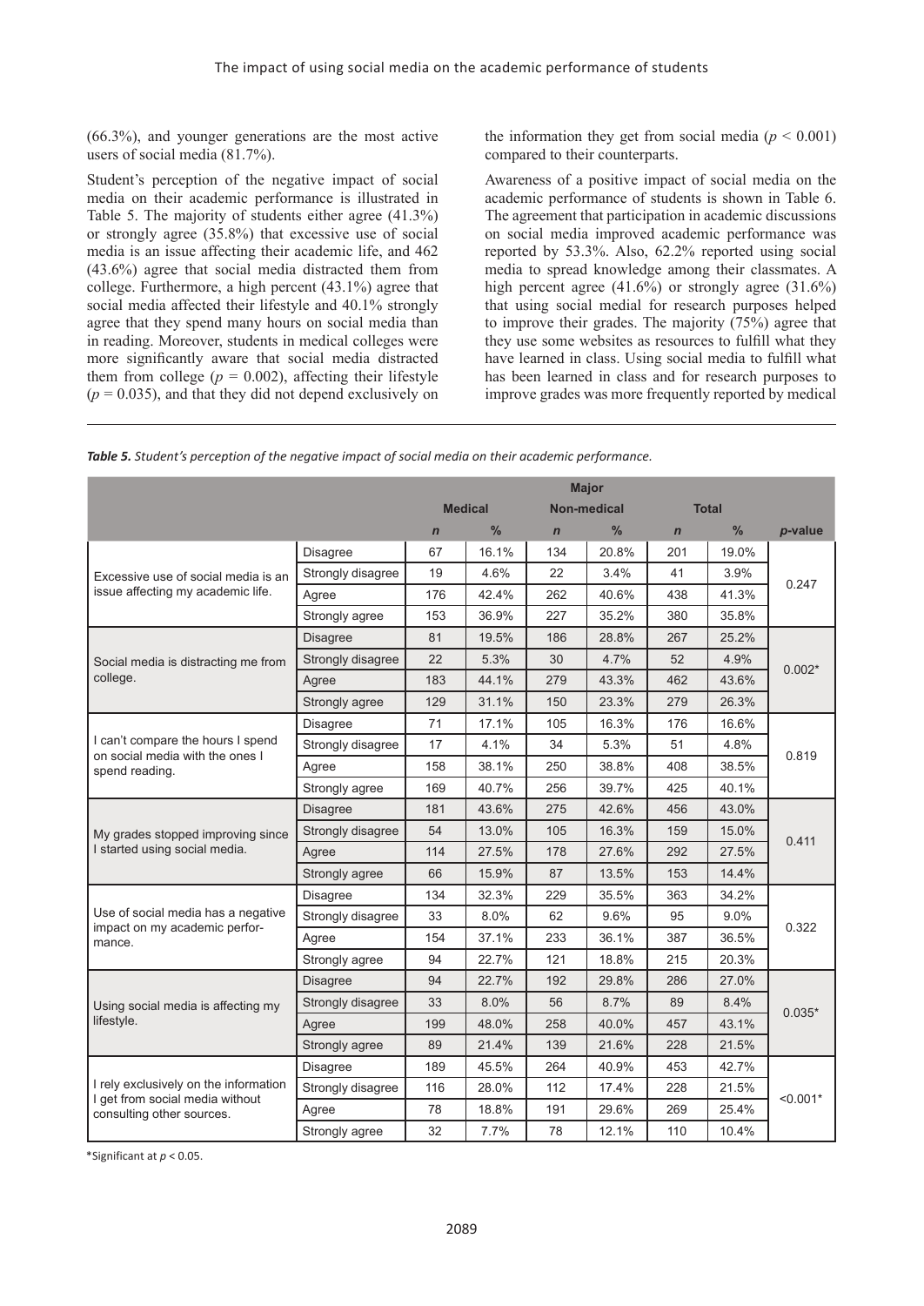(66.3%), and younger generations are the most active users of social media (81.7%).

Student's perception of the negative impact of social media on their academic performance is illustrated in Table 5. The majority of students either agree (41.3%) or strongly agree (35.8%) that excessive use of social media is an issue affecting their academic life, and 462 (43.6%) agree that social media distracted them from college. Furthermore, a high percent (43.1%) agree that social media affected their lifestyle and 40.1% strongly agree that they spend many hours on social media than in reading. Moreover, students in medical colleges were more significantly aware that social media distracted them from college ($p = 0.002$), affecting their lifestyle ($p = 0.035$), and that they did not depend exclusively on the information they get from social media ($p < 0.001$) compared to their counterparts.

Awareness of a positive impact of social media on the academic performance of students is shown in Table 6. The agreement that participation in academic discussions on social media improved academic performance was reported by 53.3%. Also, 62.2% reported using social media to spread knowledge among their classmates. A high percent agree (41.6%) or strongly agree (31.6%) that using social medial for research purposes helped to improve their grades. The majority (75%) agree that they use some websites as resources to fulfill what they have learned in class. Using social media to fulfill what has been learned in class and for research purposes to improve grades was more frequently reported by medical

***Table 5.*** *Student's perception of the negative impact of social media on their academic performance.*

| | | Major | | | | | | |
|---|---|---|---|---|---|---|---|---|
| | | Medical | | Non-medical | | Total | | |
| | | *n* | % | *n* | % | *n* | % | *p*-value |
| Excessive use of social media is an issue affecting my academic life. | Disagree | 67 | 16.1% | 134 | 20.8% | 201 | 19.0% | 0.247 |
| | Strongly disagree | 19 | 4.6% | 22 | 3.4% | 41 | 3.9% | |
| | Agree | 176 | 42.4% | 262 | 40.6% | 438 | 41.3% | |
| | Strongly agree | 153 | 36.9% | 227 | 35.2% | 380 | 35.8% | |
| Social media is distracting me from college. | Disagree | 81 | 19.5% | 186 | 28.8% | 267 | 25.2% | 0.002* |
| | Strongly disagree | 22 | 5.3% | 30 | 4.7% | 52 | 4.9% | |
| | Agree | 183 | 44.1% | 279 | 43.3% | 462 | 43.6% | |
| | Strongly agree | 129 | 31.1% | 150 | 23.3% | 279 | 26.3% | |
| I can't compare the hours I spend on social media with the ones I spend reading. | Disagree | 71 | 17.1% | 105 | 16.3% | 176 | 16.6% | 0.819 |
| | Strongly disagree | 17 | 4.1% | 34 | 5.3% | 51 | 4.8% | |
| | Agree | 158 | 38.1% | 250 | 38.8% | 408 | 38.5% | |
| | Strongly agree | 169 | 40.7% | 256 | 39.7% | 425 | 40.1% | |
| My grades stopped improving since I started using social media. | Disagree | 181 | 43.6% | 275 | 42.6% | 456 | 43.0% | 0.411 |
| | Strongly disagree | 54 | 13.0% | 105 | 16.3% | 159 | 15.0% | |
| | Agree | 114 | 27.5% | 178 | 27.6% | 292 | 27.5% | |
| | Strongly agree | 66 | 15.9% | 87 | 13.5% | 153 | 14.4% | |
| Use of social media has a negative impact on my academic performance. | Disagree | 134 | 32.3% | 229 | 35.5% | 363 | 34.2% | 0.322 |
| | Strongly disagree | 33 | 8.0% | 62 | 9.6% | 95 | 9.0% | |
| | Agree | 154 | 37.1% | 233 | 36.1% | 387 | 36.5% | |
| | Strongly agree | 94 | 22.7% | 121 | 18.8% | 215 | 20.3% | |
| Using social media is affecting my lifestyle. | Disagree | 94 | 22.7% | 192 | 29.8% | 286 | 27.0% | 0.035* |
| | Strongly disagree | 33 | 8.0% | 56 | 8.7% | 89 | 8.4% | |
| | Agree | 199 | 48.0% | 258 | 40.0% | 457 | 43.1% | |
| | Strongly agree | 89 | 21.4% | 139 | 21.6% | 228 | 21.5% | |
| I rely exclusively on the information I get from social media without consulting other sources. | Disagree | 189 | 45.5% | 264 | 40.9% | 453 | 42.7% | <0.001* |
| | Strongly disagree | 116 | 28.0% | 112 | 17.4% | 228 | 21.5% | |
| | Agree | 78 | 18.8% | 191 | 29.6% | 269 | 25.4% | |
| | Strongly agree | 32 | 7.7% | 78 | 12.1% | 110 | 10.4% | |

*Significant at $p < 0.05$.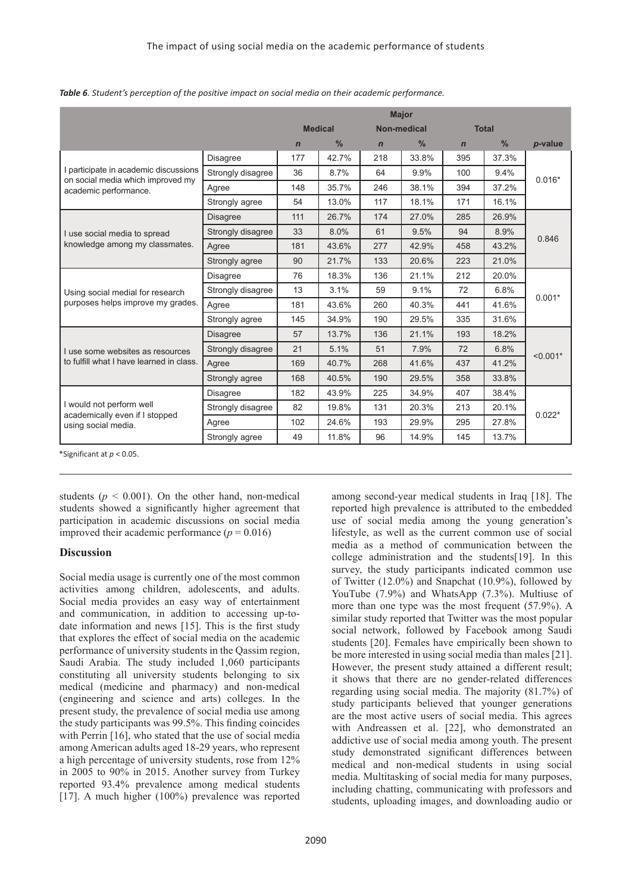*Table 6. Student's perception of the positive impact on social media on their academic performance.*

| | | Major | | | | | | |
|---|---|---|---|---|---|---|---|---|
| | | Medical | | Non-medical | | Total | | |
| | | *n* | % | *n* | % | *n* | % | *p*-value |
| I participate in academic discussions on social media which improved my academic performance. | Disagree | 177 | 42.7% | 218 | 33.8% | 395 | 37.3% | 0.016* |
| | Strongly disagree | 36 | 8.7% | 64 | 9.9% | 100 | 9.4% | |
| | Agree | 148 | 35.7% | 246 | 38.1% | 394 | 37.2% | |
| | Strongly agree | 54 | 13.0% | 117 | 18.1% | 171 | 16.1% | |
| I use social media to spread knowledge among my classmates. | Disagree | 111 | 26.7% | 174 | 27.0% | 285 | 26.9% | 0.846 |
| | Strongly disagree | 33 | 8.0% | 61 | 9.5% | 94 | 8.9% | |
| | Agree | 181 | 43.6% | 277 | 42.9% | 458 | 43.2% | |
| | Strongly agree | 90 | 21.7% | 133 | 20.6% | 223 | 21.0% | |
| Using social medial for research purposes helps improve my grades. | Disagree | 76 | 18.3% | 136 | 21.1% | 212 | 20.0% | 0.001* |
| | Strongly disagree | 13 | 3.1% | 59 | 9.1% | 72 | 6.8% | |
| | Agree | 181 | 43.6% | 260 | 40.3% | 441 | 41.6% | |
| | Strongly agree | 145 | 34.9% | 190 | 29.5% | 335 | 31.6% | |
| I use some websites as resources to fulfill what I have learned in class. | Disagree | 57 | 13.7% | 136 | 21.1% | 193 | 18.2% | <0.001* |
| | Strongly disagree | 21 | 5.1% | 51 | 7.9% | 72 | 6.8% | |
| | Agree | 169 | 40.7% | 268 | 41.6% | 437 | 41.2% | |
| | Strongly agree | 168 | 40.5% | 190 | 29.5% | 358 | 33.8% | |
| I would not perform well academically even if I stopped using social media. | Disagree | 182 | 43.9% | 225 | 34.9% | 407 | 38.4% | 0.022* |
| | Strongly disagree | 82 | 19.8% | 131 | 20.3% | 213 | 20.1% | |
| | Agree | 102 | 24.6% | 193 | 29.9% | 295 | 27.8% | |
| | Strongly agree | 49 | 11.8% | 96 | 14.9% | 145 | 13.7% | |

*Significant at $p < 0.05$.

students ($p < 0.001$). On the other hand, non-medical students showed a significantly higher agreement that participation in academic discussions on social media improved their academic performance ($p = 0.016$)

## Discussion

Social media usage is currently one of the most common activities among children, adolescents, and adults. Social media provides an easy way of entertainment and communication, in addition to accessing up-to-date information and news [15]. This is the first study that explores the effect of social media on the academic performance of university students in the Qassim region, Saudi Arabia. The study included 1,060 participants constituting all university students belonging to six medical (medicine and pharmacy) and non-medical (engineering and science and arts) colleges. In the present study, the prevalence of social media use among the study participants was 99.5%. This finding coincides with Perrin [16], who stated that the use of social media among American adults aged 18-29 years, who represent a high percentage of university students, rose from 12% in 2005 to 90% in 2015. Another survey from Turkey reported 93.4% prevalence among medical students [17]. A much higher (100%) prevalence was reported among second-year medical students in Iraq [18]. The reported high prevalence is attributed to the embedded use of social media among the young generation's lifestyle, as well as the current common use of social media as a method of communication between the college administration and the students[19]. In this survey, the study participants indicated common use of Twitter (12.0%) and Snapchat (10.9%), followed by YouTube (7.9%) and WhatsApp (7.3%). Multiuse of more than one type was the most frequent (57.9%). A similar study reported that Twitter was the most popular social network, followed by Facebook among Saudi students [20]. Females have empirically been shown to be more interested in using social media than males [21]. However, the present study attained a different result; it shows that there are no gender-related differences regarding using social media. The majority (81.7%) of study participants believed that younger generations are the most active users of social media. This agrees with Andreassen et al. [22], who demonstrated an addictive use of social media among youth. The present study demonstrated significant differences between medical and non-medical students in using social media. Multitasking of social media for many purposes, including chatting, communicating with professors and students, uploading images, and downloading audio or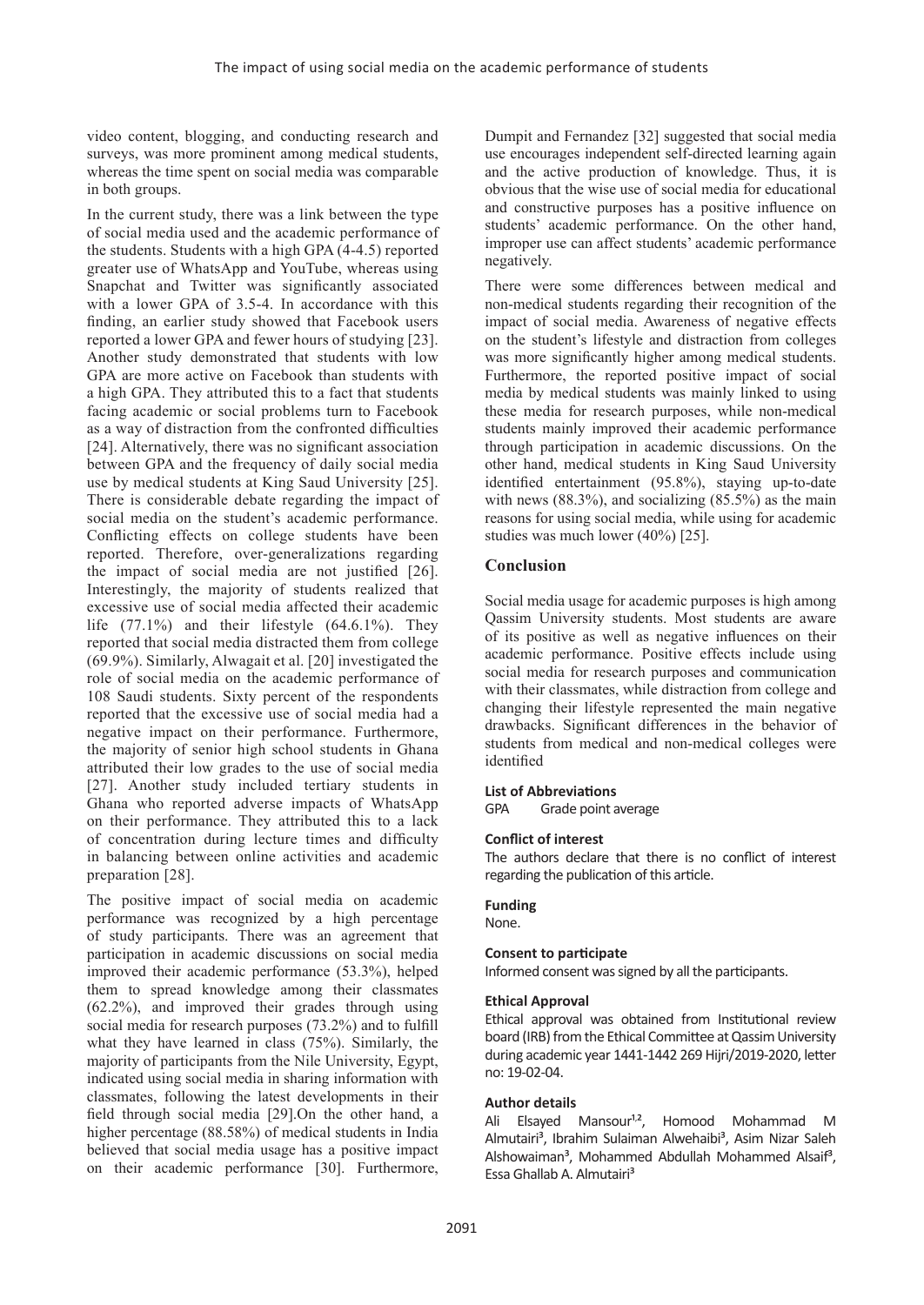video content, blogging, and conducting research and surveys, was more prominent among medical students, whereas the time spent on social media was comparable in both groups.

In the current study, there was a link between the type of social media used and the academic performance of the students. Students with a high GPA (4-4.5) reported greater use of WhatsApp and YouTube, whereas using Snapchat and Twitter was significantly associated with a lower GPA of 3.5-4. In accordance with this finding, an earlier study showed that Facebook users reported a lower GPA and fewer hours of studying [23]. Another study demonstrated that students with low GPA are more active on Facebook than students with a high GPA. They attributed this to a fact that students facing academic or social problems turn to Facebook as a way of distraction from the confronted difficulties [24]. Alternatively, there was no significant association between GPA and the frequency of daily social media use by medical students at King Saud University [25]. There is considerable debate regarding the impact of social media on the student's academic performance. Conflicting effects on college students have been reported. Therefore, over-generalizations regarding the impact of social media are not justified [26]. Interestingly, the majority of students realized that excessive use of social media affected their academic life (77.1%) and their lifestyle (64.6.1%). They reported that social media distracted them from college (69.9%). Similarly, Alwagait et al. [20] investigated the role of social media on the academic performance of 108 Saudi students. Sixty percent of the respondents reported that the excessive use of social media had a negative impact on their performance. Furthermore, the majority of senior high school students in Ghana attributed their low grades to the use of social media [27]. Another study included tertiary students in Ghana who reported adverse impacts of WhatsApp on their performance. They attributed this to a lack of concentration during lecture times and difficulty in balancing between online activities and academic preparation [28].

The positive impact of social media on academic performance was recognized by a high percentage of study participants. There was an agreement that participation in academic discussions on social media improved their academic performance (53.3%), helped them to spread knowledge among their classmates (62.2%), and improved their grades through using social media for research purposes (73.2%) and to fulfill what they have learned in class (75%). Similarly, the majority of participants from the Nile University, Egypt, indicated using social media in sharing information with classmates, following the latest developments in their field through social media [29].On the other hand, a higher percentage (88.58%) of medical students in India believed that social media usage has a positive impact on their academic performance [30]. Furthermore, Dumpit and Fernandez [32] suggested that social media use encourages independent self-directed learning again and the active production of knowledge. Thus, it is obvious that the wise use of social media for educational and constructive purposes has a positive influence on students' academic performance. On the other hand, improper use can affect students' academic performance negatively.

There were some differences between medical and non-medical students regarding their recognition of the impact of social media. Awareness of negative effects on the student's lifestyle and distraction from colleges was more significantly higher among medical students. Furthermore, the reported positive impact of social media by medical students was mainly linked to using these media for research purposes, while non-medical students mainly improved their academic performance through participation in academic discussions. On the other hand, medical students in King Saud University identified entertainment (95.8%), staying up-to-date with news (88.3%), and socializing (85.5%) as the main reasons for using social media, while using for academic studies was much lower (40%) [25].

## Conclusion

Social media usage for academic purposes is high among Qassim University students. Most students are aware of its positive as well as negative influences on their academic performance. Positive effects include using social media for research purposes and communication with their classmates, while distraction from college and changing their lifestyle represented the main negative drawbacks. Significant differences in the behavior of students from medical and non-medical colleges were identified

**List of Abbreviations**

GPA Grade point average

**Conflict of interest**

The authors declare that there is no conflict of interest regarding the publication of this article.

**Funding**

None.

**Consent to participate**

Informed consent was signed by all the participants.

**Ethical Approval**

Ethical approval was obtained from Institutional review board (IRB) from the Ethical Committee at Qassim University during academic year 1441-1442 269 Hijri/2019-2020, letter no: 19-02-04.

**Author details**

Ali Elsayed Mansour[1,2], Homood Mohammad M Almutairi[3], Ibrahim Sulaiman Alwehaibi[3], Asim Nizar Saleh Alshowaiman[3], Mohammed Abdullah Mohammed Alsaif[3], Essa Ghallab A. Almutairi[3]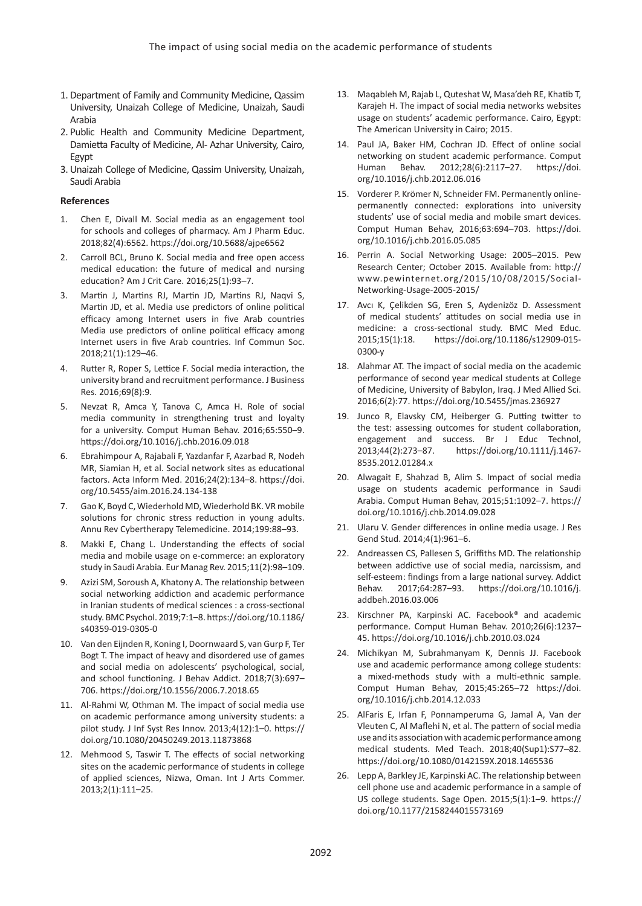1. Department of Family and Community Medicine, Qassim University, Unaizah College of Medicine, Unaizah, Saudi Arabia
2. Public Health and Community Medicine Department, Damietta Faculty of Medicine, Al- Azhar University, Cairo, Egypt
3. Unaizah College of Medicine, Qassim University, Unaizah, Saudi Arabia

## References

1. Chen E, Divall M. Social media as an engagement tool for schools and colleges of pharmacy. Am J Pharm Educ. 2018;82(4):6562. https://doi.org/10.5688/ajpe6562
2. Carroll BCL, Bruno K. Social media and free open access medical education: the future of medical and nursing education? Am J Crit Care. 2016;25(1):93–7.
3. Martin J, Martins RJ, Martin JD, Martins RJ, Naqvi S, Martin JD, et al. Media use predictors of online political efficacy among Internet users in five Arab countries Media use predictors of online political efficacy among Internet users in five Arab countries. Inf Commun Soc. 2018;21(1):129–46.
4. Rutter R, Roper S, Lettice F. Social media interaction, the university brand and recruitment performance. J Business Res. 2016;69(8):9.
5. Nevzat R, Amca Y, Tanova C, Amca H. Role of social media community in strengthening trust and loyalty for a university. Comput Human Behav. 2016;65:550–9. https://doi.org/10.1016/j.chb.2016.09.018
6. Ebrahimpour A, Rajabali F, Yazdanfar F, Azarbad R, Nodeh MR, Siamian H, et al. Social network sites as educational factors. Acta Inform Med. 2016;24(2):134–8. https://doi.org/10.5455/aim.2016.24.134-138
7. Gao K, Boyd C, Wiederhold MD, Wiederhold BK. VR mobile solutions for chronic stress reduction in young adults. Annu Rev Cybertherapy Telemedicine. 2014;199:88–93.
8. Makki E, Chang L. Understanding the effects of social media and mobile usage on e-commerce: an exploratory study in Saudi Arabia. Eur Manag Rev. 2015;11(2):98–109.
9. Azizi SM, Soroush A, Khatony A. The relationship between social networking addiction and academic performance in Iranian students of medical sciences : a cross-sectional study. BMC Psychol. 2019;7:1–8. https://doi.org/10.1186/s40359-019-0305-0
10. Van den Eijnden R, Koning I, Doornwaard S, van Gurp F, Ter Bogt T. The impact of heavy and disordered use of games and social media on adolescents' psychological, social, and school functioning. J Behav Addict. 2018;7(3):697–706. https://doi.org/10.1556/2006.7.2018.65
11. Al-Rahmi W, Othman M. The impact of social media use on academic performance among university students: a pilot study. J Inf Syst Res Innov. 2013;4(12):1–0. https://doi.org/10.1080/20450249.2013.11873868
12. Mehmood S, Taswir T. The effects of social networking sites on the academic performance of students in college of applied sciences, Nizwa, Oman. Int J Arts Commer. 2013;2(1):111–25.
13. Maqableh M, Rajab L, Quteshat W, Masa'deh RE, Khatib T, Karajeh H. The impact of social media networks websites usage on students' academic performance. Cairo, Egypt: The American University in Cairo; 2015.
14. Paul JA, Baker HM, Cochran JD. Effect of online social networking on student academic performance. Comput Human Behav. 2012;28(6):2117–27. https://doi.org/10.1016/j.chb.2012.06.016
15. Vorderer P. Krömer N, Schneider FM. Permanently online-permanently connected: explorations into university students' use of social media and mobile smart devices. Comput Human Behav, 2016;63:694–703. https://doi.org/10.1016/j.chb.2016.05.085
16. Perrin A. Social Networking Usage: 2005–2015. Pew Research Center; October 2015. Available from: http://www.pewinternet.org/2015/10/08/2015/Social-Networking-Usage-2005-2015/
17. Avcı K, Çelikden SG, Eren S, Aydenizöz D. Assessment of medical students' attitudes on social media use in medicine: a cross-sectional study. BMC Med Educ. 2015;15(1):18. https://doi.org/10.1186/s12909-015-0300-y
18. Alahmar AT. The impact of social media on the academic performance of second year medical students at College of Medicine, University of Babylon, Iraq. J Med Allied Sci. 2016;6(2):77. https://doi.org/10.5455/jmas.236927
19. Junco R, Elavsky CM, Heiberger G. Putting twitter to the test: assessing outcomes for student collaboration, engagement and success. Br J Educ Technol, 2013;44(2):273–87. https://doi.org/10.1111/j.1467-8535.2012.01284.x
20. Alwagait E, Shahzad B, Alim S. Impact of social media usage on students academic performance in Saudi Arabia. Comput Human Behav, 2015;51:1092–7. https://doi.org/10.1016/j.chb.2014.09.028
21. Ularu V. Gender differences in online media usage. J Res Gend Stud. 2014;4(1):961–6.
22. Andreassen CS, Pallesen S, Griffiths MD. The relationship between addictive use of social media, narcissism, and self-esteem: findings from a large national survey. Addict Behav. 2017;64:287–93. https://doi.org/10.1016/j.addbeh.2016.03.006
23. Kirschner PA, Karpinski AC. Facebook® and academic performance. Comput Human Behav. 2010;26(6):1237–45. https://doi.org/10.1016/j.chb.2010.03.024
24. Michikyan M, Subrahmanyam K, Dennis JJ. Facebook use and academic performance among college students: a mixed-methods study with a multi-ethnic sample. Comput Human Behav, 2015;45:265–72 https://doi.org/10.1016/j.chb.2014.12.033
25. AlFaris E, Irfan F, Ponnamperuma G, Jamal A, Van der Vleuten C, Al Maflehi N, et al. The pattern of social media use and its association with academic performance among medical students. Med Teach. 2018;40(Sup1):S77–82. https://doi.org/10.1080/0142159X.2018.1465536
26. Lepp A, Barkley JE, Karpinski AC. The relationship between cell phone use and academic performance in a sample of US college students. Sage Open. 2015;5(1):1–9. https://doi.org/10.1177/2158244015573169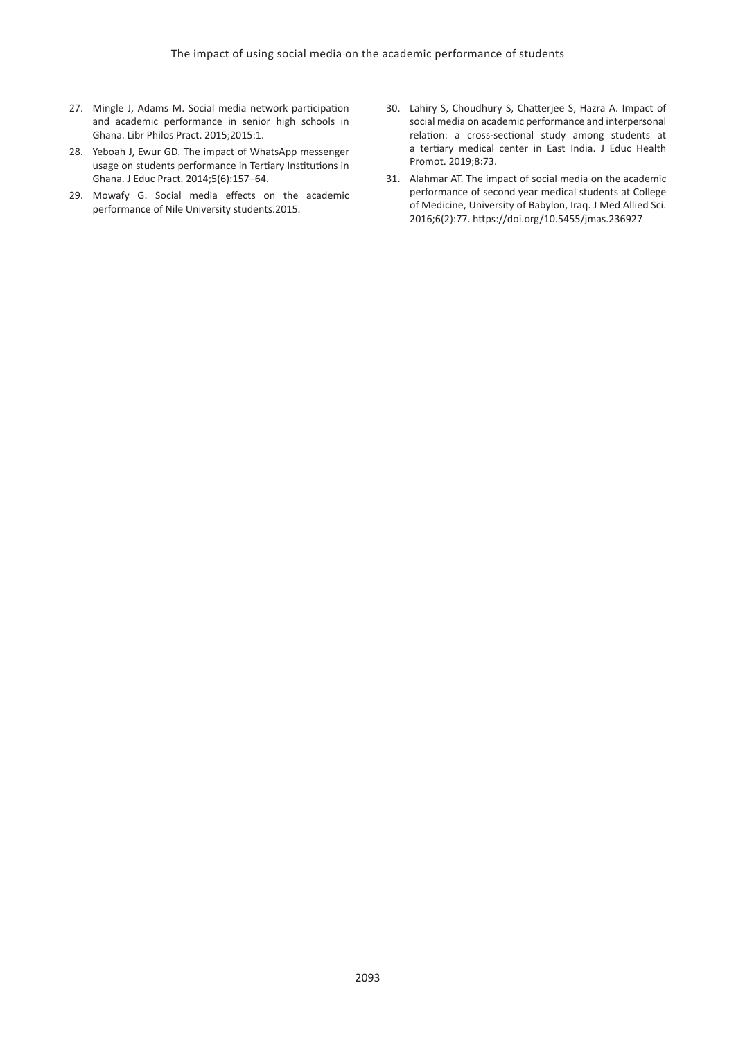27. Mingle J, Adams M. Social media network participation and academic performance in senior high schools in Ghana. Libr Philos Pract. 2015;2015:1.
28. Yeboah J, Ewur GD. The impact of WhatsApp messenger usage on students performance in Tertiary Institutions in Ghana. J Educ Pract. 2014;5(6):157–64.
29. Mowafy G. Social media effects on the academic performance of Nile University students.2015.
30. Lahiry S, Choudhury S, Chatterjee S, Hazra A. Impact of social media on academic performance and interpersonal relation: a cross-sectional study among students at a tertiary medical center in East India. J Educ Health Promot. 2019;8:73.
31. Alahmar AT. The impact of social media on the academic performance of second year medical students at College of Medicine, University of Babylon, Iraq. J Med Allied Sci. 2016;6(2):77. https://doi.org/10.5455/jmas.236927